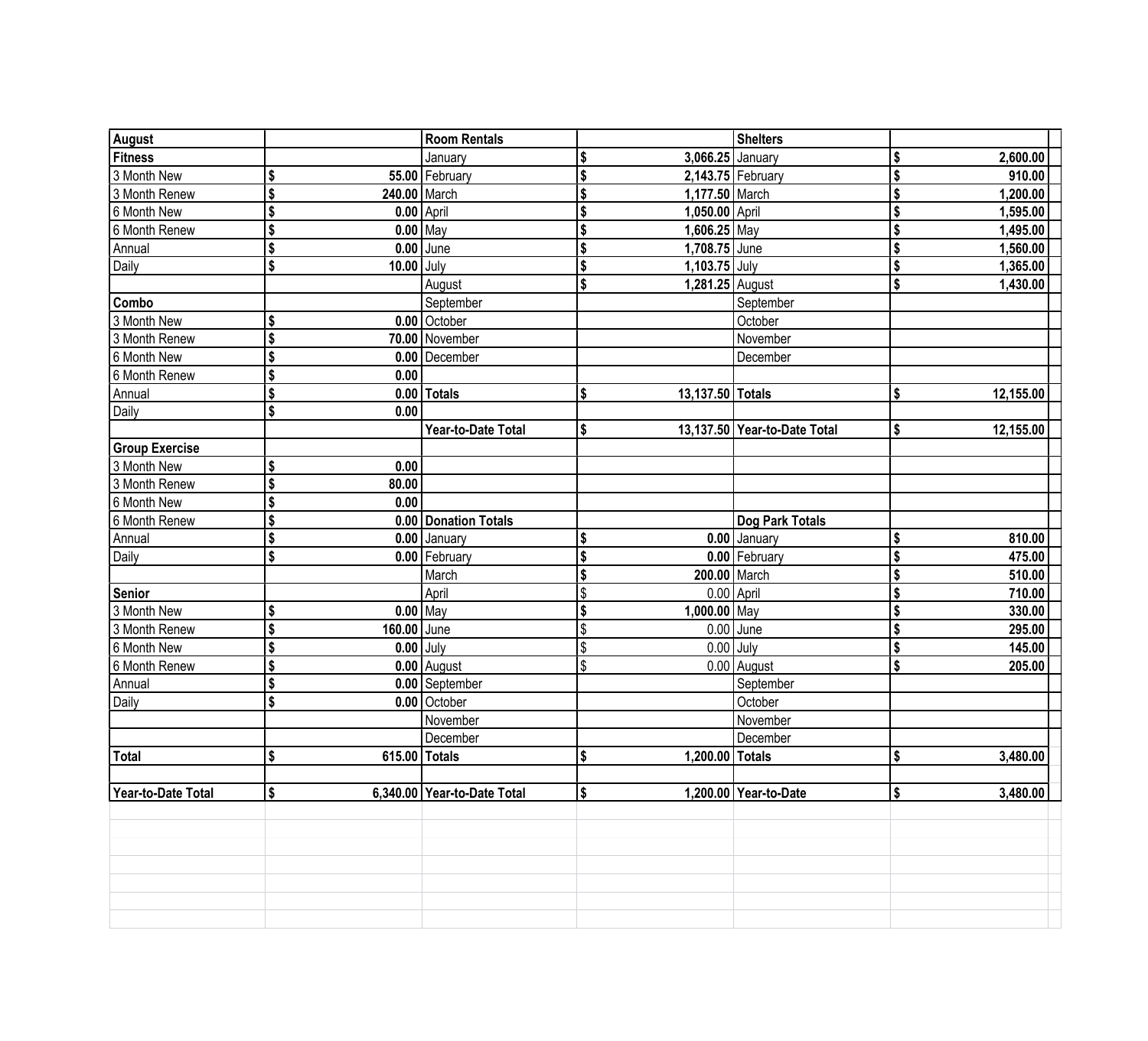| August | | Room Rentals | | Shelters | |
|---|---|---|---|---|---|
| **Fitness** | | January | $ 3,066.25 | January | $ 2,600.00 |
| 3 Month New | $ 55.00 | February | $ 2,143.75 | February | $ 910.00 |
| 3 Month Renew | $ 240.00 | March | $ 1,177.50 | March | $ 1,200.00 |
| 6 Month New | $ 0.00 | April | $ 1,050.00 | April | $ 1,595.00 |
| 6 Month Renew | $ 0.00 | May | $ 1,606.25 | May | $ 1,495.00 |
| Annual | $ 0.00 | June | $ 1,708.75 | June | $ 1,560.00 |
| Daily | $ 10.00 | July | $ 1,103.75 | July | $ 1,365.00 |
| | | August | $ 1,281.25 | August | $ 1,430.00 |
| **Combo** | | September | | September | |
| 3 Month New | $ 0.00 | October | | October | |
| 3 Month Renew | $ 70.00 | November | | November | |
| 6 Month New | $ 0.00 | December | | December | |
| 6 Month Renew | $ 0.00 | | | | |
| Annual | $ 0.00 | **Totals** | $ 13,137.50 | **Totals** | $ 12,155.00 |
| Daily | $ 0.00 | | | | |
| | | **Year-to-Date Total** | $ 13,137.50 | **Year-to-Date Total** | $ 12,155.00 |
| **Group Exercise** | | | | | |
| 3 Month New | $ 0.00 | | | | |
| 3 Month Renew | $ 80.00 | | | | |
| 6 Month New | $ 0.00 | | | | |
| 6 Month Renew | $ 0.00 | **Donation Totals** | | **Dog Park Totals** | |
| Annual | $ 0.00 | January | $ 0.00 | January | $ 810.00 |
| Daily | $ 0.00 | February | $ 0.00 | February | $ 475.00 |
| | | March | $ 200.00 | March | $ 510.00 |
| **Senior** | | April | $ 0.00 | April | $ 710.00 |
| 3 Month New | $ 0.00 | May | $ 1,000.00 | May | $ 330.00 |
| 3 Month Renew | $ 160.00 | June | $ 0.00 | June | $ 295.00 |
| 6 Month New | $ 0.00 | July | $ 0.00 | July | $ 145.00 |
| 6 Month Renew | $ 0.00 | August | $ 0.00 | August | $ 205.00 |
| Annual | $ 0.00 | September | | September | |
| Daily | $ 0.00 | October | | October | |
| | | November | | November | |
| | | December | | December | |
| **Total** | $ 615.00 | **Totals** | $ 1,200.00 | **Totals** | $ 3,480.00 |
| | | | | | |
| **Year-to-Date Total** | $ 6,340.00 | **Year-to-Date Total** | $ 1,200.00 | **Year-to-Date** | $ 3,480.00 |